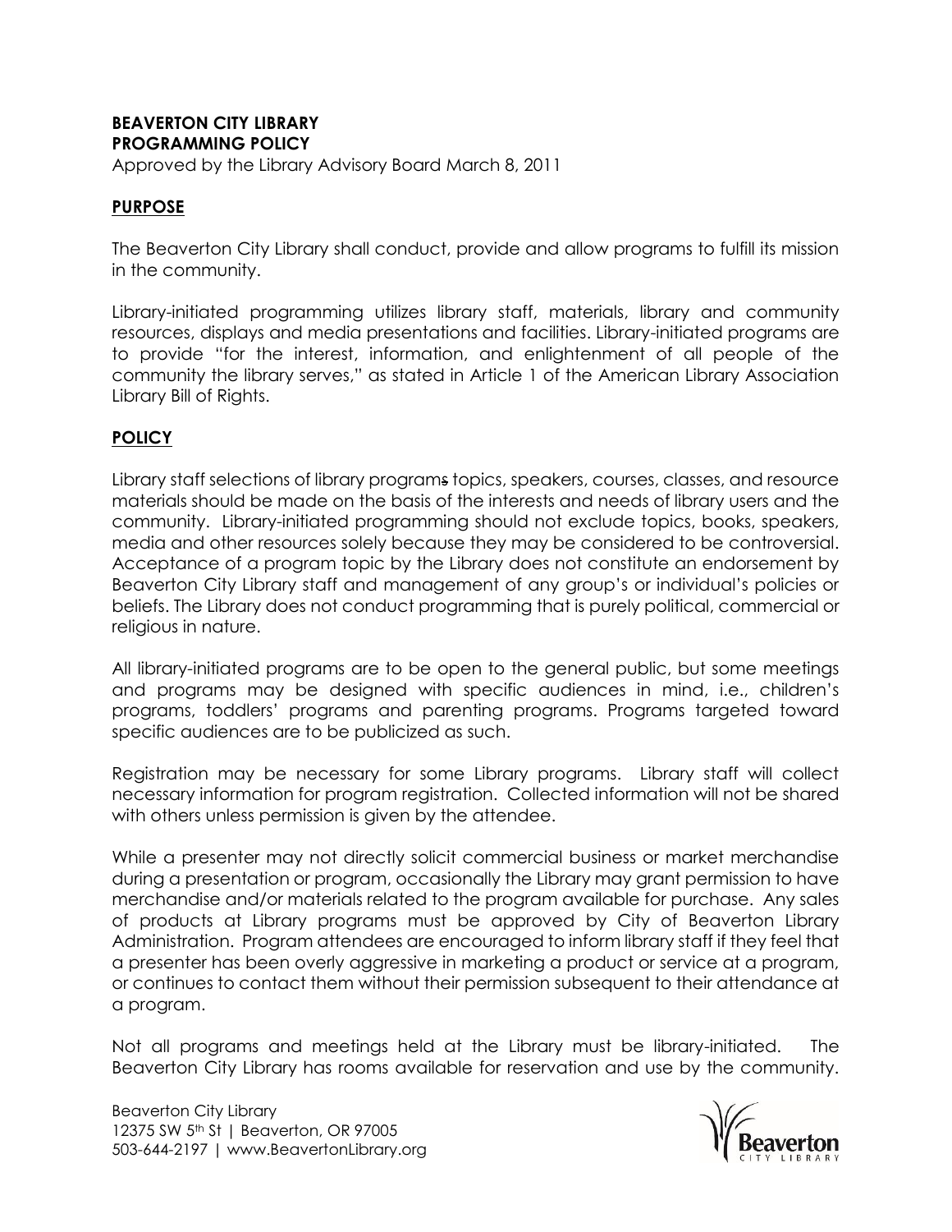**BEAVERTON CITY LIBRARY**
**PROGRAMMING POLICY**

Approved by the Library Advisory Board March 8, 2011

## PURPOSE

The Beaverton City Library shall conduct, provide and allow programs to fulfill its mission in the community.

Library-initiated programming utilizes library staff, materials, library and community resources, displays and media presentations and facilities. Library-initiated programs are to provide "for the interest, information, and enlightenment of all people of the community the library serves," as stated in Article 1 of the American Library Association Library Bill of Rights.

## POLICY

Library staff selections of library programs topics, speakers, courses, classes, and resource materials should be made on the basis of the interests and needs of library users and the community. Library-initiated programming should not exclude topics, books, speakers, media and other resources solely because they may be considered to be controversial. Acceptance of a program topic by the Library does not constitute an endorsement by Beaverton City Library staff and management of any group's or individual's policies or beliefs. The Library does not conduct programming that is purely political, commercial or religious in nature.

All library-initiated programs are to be open to the general public, but some meetings and programs may be designed with specific audiences in mind, i.e., children's programs, toddlers' programs and parenting programs. Programs targeted toward specific audiences are to be publicized as such.

Registration may be necessary for some Library programs. Library staff will collect necessary information for program registration. Collected information will not be shared with others unless permission is given by the attendee.

While a presenter may not directly solicit commercial business or market merchandise during a presentation or program, occasionally the Library may grant permission to have merchandise and/or materials related to the program available for purchase. Any sales of products at Library programs must be approved by City of Beaverton Library Administration. Program attendees are encouraged to inform library staff if they feel that a presenter has been overly aggressive in marketing a product or service at a program, or continues to contact them without their permission subsequent to their attendance at a program.

Not all programs and meetings held at the Library must be library-initiated. The Beaverton City Library has rooms available for reservation and use by the community.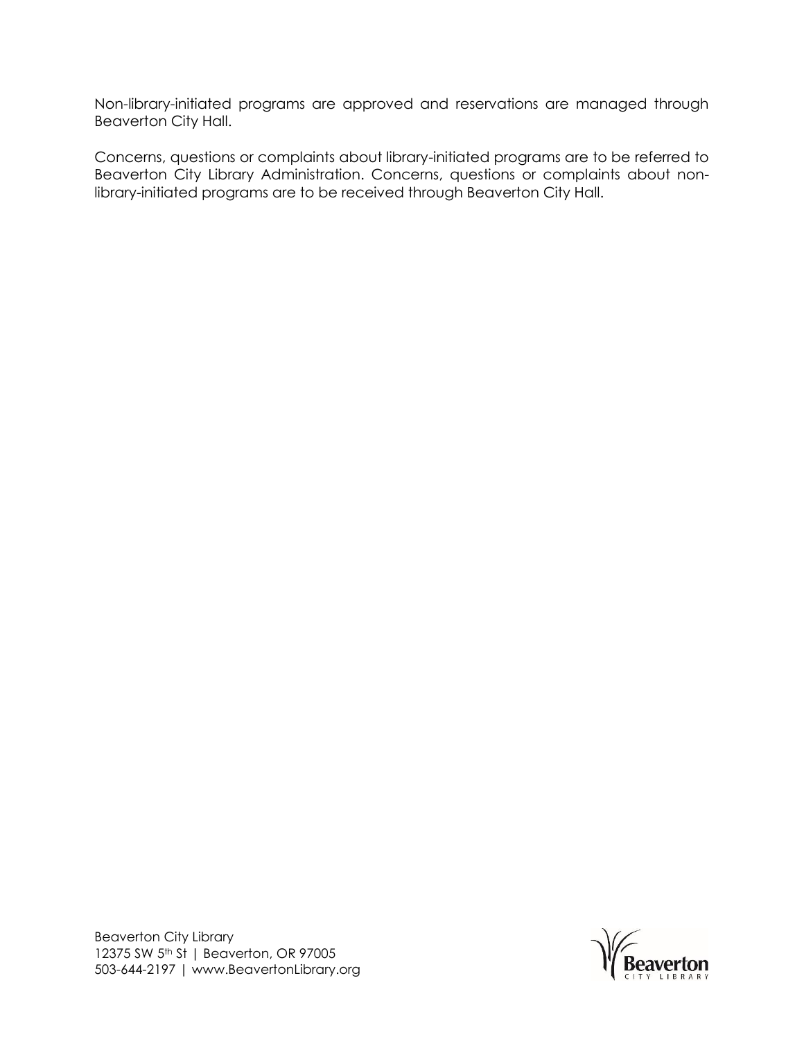Non-library-initiated programs are approved and reservations are managed through Beaverton City Hall.

Concerns, questions or complaints about library-initiated programs are to be referred to Beaverton City Library Administration. Concerns, questions or complaints about non-library-initiated programs are to be received through Beaverton City Hall.